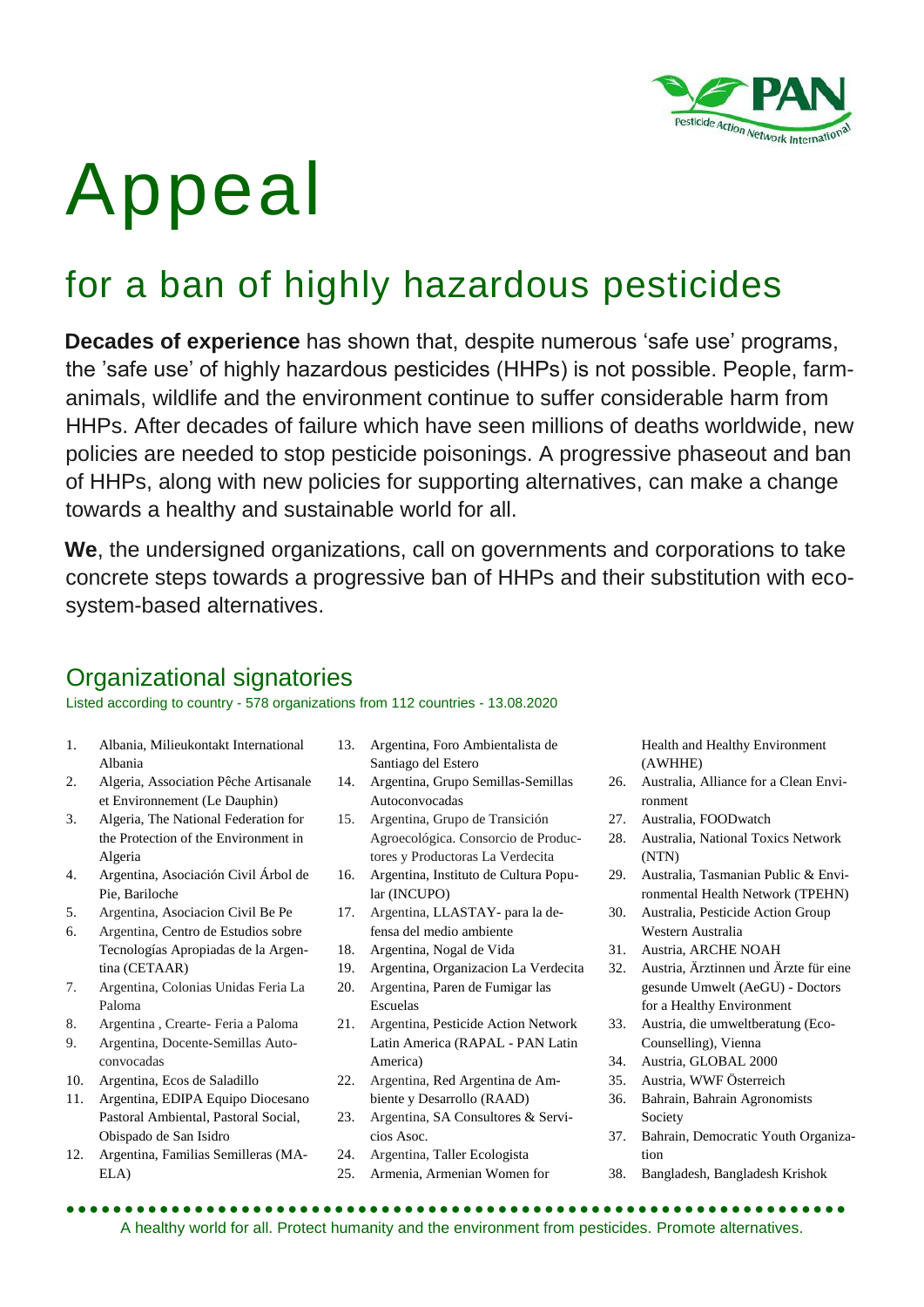# Appeal

## for a ban of highly hazardous pesticides

**Decades of experience** has shown that, despite numerous 'safe use' programs, the 'safe use' of highly hazardous pesticides (HHPs) is not possible. People, farm-animals, wildlife and the environment continue to suffer considerable harm from HHPs. After decades of failure which have seen millions of deaths worldwide, new policies are needed to stop pesticide poisonings. A progressive phaseout and ban of HHPs, along with new policies for supporting alternatives, can make a change towards a healthy and sustainable world for all.

**We**, the undersigned organizations, call on governments and corporations to take concrete steps towards a progressive ban of HHPs and their substitution with eco-system-based alternatives.

## Organizational signatories

Listed according to country - 578 organizations from 112 countries - 13.08.2020

1. Albania, Milieukontakt International Albania
2. Algeria, Association Pêche Artisanale et Environnement (Le Dauphin)
3. Algeria, The National Federation for the Protection of the Environment in Algeria
4. Argentina, Asociación Civil Árbol de Pie, Bariloche
5. Argentina, Asociacion Civil Be Pe
6. Argentina, Centro de Estudios sobre Tecnologías Apropiadas de la Argentina (CETAAR)
7. Argentina, Colonias Unidas Feria La Paloma
8. Argentina , Crearte- Feria a Paloma
9. Argentina, Docente-Semillas Autoconvocadas
10. Argentina, Ecos de Saladillo
11. Argentina, EDIPA Equipo Diocesano Pastoral Ambiental, Pastoral Social, Obispado de San Isidro
12. Argentina, Familias Semilleras (MAELA)
13. Argentina, Foro Ambientalista de Santiago del Estero
14. Argentina, Grupo Semillas-Semillas Autoconvocadas
15. Argentina, Grupo de Transición Agroecológica. Consorcio de Productores y Productoras La Verdecita
16. Argentina, Instituto de Cultura Popular (INCUPO)
17. Argentina, LLASTAY- para la defensa del medio ambiente
18. Argentina, Nogal de Vida
19. Argentina, Organizacion La Verdecita
20. Argentina, Paren de Fumigar las Escuelas
21. Argentina, Pesticide Action Network Latin America (RAPAL - PAN Latin America)
22. Argentina, Red Argentina de Ambiente y Desarrollo (RAAD)
23. Argentina, SA Consultores & Servicios Asoc.
24. Argentina, Taller Ecologista
25. Armenia, Armenian Women for Health and Healthy Environment (AWHHE)
26. Australia, Alliance for a Clean Environment
27. Australia, FOODwatch
28. Australia, National Toxics Network (NTN)
29. Australia, Tasmanian Public & Environmental Health Network (TPEHN)
30. Australia, Pesticide Action Group Western Australia
31. Austria, ARCHE NOAH
32. Austria, Ärztinnen und Ärzte für eine gesunde Umwelt (AeGU) - Doctors for a Healthy Environment
33. Austria, die umweltberatung (Eco-Counselling), Vienna
34. Austria, GLOBAL 2000
35. Austria, WWF Österreich
36. Bahrain, Bahrain Agronomists Society
37. Bahrain, Democratic Youth Organization
38. Bangladesh, Bangladesh Krishok

A healthy world for all. Protect humanity and the environment from pesticides. Promote alternatives.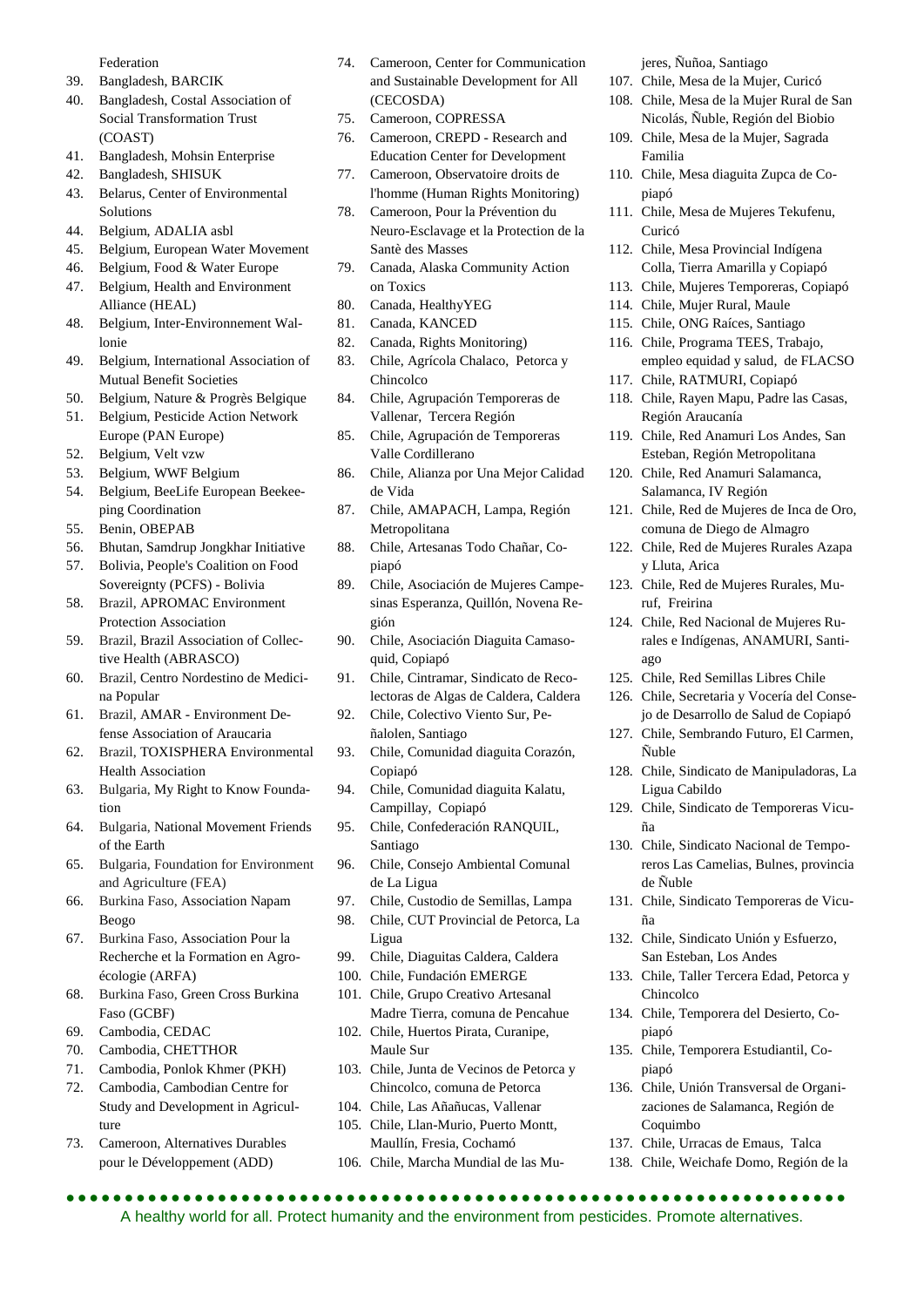Federation

39. Bangladesh, BARCIK
40. Bangladesh, Costal Association of Social Transformation Trust (COAST)
41. Bangladesh, Mohsin Enterprise
42. Bangladesh, SHISUK
43. Belarus, Center of Environmental Solutions
44. Belgium, ADALIA asbl
45. Belgium, European Water Movement
46. Belgium, Food & Water Europe
47. Belgium, Health and Environment Alliance (HEAL)
48. Belgium, Inter-Environnement Wallonie
49. Belgium, International Association of Mutual Benefit Societies
50. Belgium, Nature & Progrès Belgique
51. Belgium, Pesticide Action Network Europe (PAN Europe)
52. Belgium, Velt vzw
53. Belgium, WWF Belgium
54. Belgium, BeeLife European Beekeeping Coordination
55. Benin, OBEPAB
56. Bhutan, Samdrup Jongkhar Initiative
57. Bolivia, People's Coalition on Food Sovereignty (PCFS) - Bolivia
58. Brazil, APROMAC Environment Protection Association
59. Brazil, Brazil Association of Collective Health (ABRASCO)
60. Brazil, Centro Nordestino de Medicina Popular
61. Brazil, AMAR - Environment Defense Association of Araucaria
62. Brazil, TOXISPHERA Environmental Health Association
63. Bulgaria, My Right to Know Foundation
64. Bulgaria, National Movement Friends of the Earth
65. Bulgaria, Foundation for Environment and Agriculture (FEA)
66. Burkina Faso, Association Napam Beogo
67. Burkina Faso, Association Pour la Recherche et la Formation en Agroécologie (ARFA)
68. Burkina Faso, Green Cross Burkina Faso (GCBF)
69. Cambodia, CEDAC
70. Cambodia, CHETTHOR
71. Cambodia, Ponlok Khmer (PKH)
72. Cambodia, Cambodian Centre for Study and Development in Agriculture
73. Cameroon, Alternatives Durables pour le Développement (ADD)
74. Cameroon, Center for Communication and Sustainable Development for All (CECOSDA)
75. Cameroon, COPRESSA
76. Cameroon, CREPD - Research and Education Center for Development
77. Cameroon, Observatoire droits de l'homme (Human Rights Monitoring)
78. Cameroon, Pour la Prévention du Neuro-Esclavage et la Protection de la Santè des Masses
79. Canada, Alaska Community Action on Toxics
80. Canada, HealthyYEG
81. Canada, KANCED
82. Canada, Rights Monitoring)
83. Chile, Agrícola Chalaco, Petorca y Chincolco
84. Chile, Agrupación Temporeras de Vallenar, Tercera Región
85. Chile, Agrupación de Temporeras Valle Cordillerano
86. Chile, Alianza por Una Mejor Calidad de Vida
87. Chile, AMAPACH, Lampa, Región Metropolitana
88. Chile, Artesanas Todo Chañar, Copiapó
89. Chile, Asociación de Mujeres Campesinas Esperanza, Quillón, Novena Región
90. Chile, Asociación Diaguita Camasoquid, Copiapó
91. Chile, Cintramar, Sindicato de Recolectoras de Algas de Caldera, Caldera
92. Chile, Colectivo Viento Sur, Peñalolen, Santiago
93. Chile, Comunidad diaguita Corazón, Copiapó
94. Chile, Comunidad diaguita Kalatu, Campillay, Copiapó
95. Chile, Confederación RANQUIL, Santiago
96. Chile, Consejo Ambiental Comunal de La Ligua
97. Chile, Custodio de Semillas, Lampa
98. Chile, CUT Provincial de Petorca, La Ligua
99. Chile, Diaguitas Caldera, Caldera
100. Chile, Fundación EMERGE
101. Chile, Grupo Creativo Artesanal Madre Tierra, comuna de Pencahue
102. Chile, Huertos Pirata, Curanipe, Maule Sur
103. Chile, Junta de Vecinos de Petorca y Chincolco, comuna de Petorca
104. Chile, Las Añañucas, Vallenar
105. Chile, Llan-Murio, Puerto Montt, Maullín, Fresia, Cochamó
106. Chile, Marcha Mundial de las Mujeres, Ñuñoa, Santiago
107. Chile, Mesa de la Mujer, Curicó
108. Chile, Mesa de la Mujer Rural de San Nicolás, Ñuble, Región del Biobio
109. Chile, Mesa de la Mujer, Sagrada Familia
110. Chile, Mesa diaguita Zupca de Copiapó
111. Chile, Mesa de Mujeres Tekufenu, Curicó
112. Chile, Mesa Provincial Indígena Colla, Tierra Amarilla y Copiapó
113. Chile, Mujeres Temporeras, Copiapó
114. Chile, Mujer Rural, Maule
115. Chile, ONG Raíces, Santiago
116. Chile, Programa TEES, Trabajo, empleo equidad y salud, de FLACSO
117. Chile, RATMURI, Copiapó
118. Chile, Rayen Mapu, Padre las Casas, Región Araucanía
119. Chile, Red Anamuri Los Andes, San Esteban, Región Metropolitana
120. Chile, Red Anamuri Salamanca, Salamanca, IV Región
121. Chile, Red de Mujeres de Inca de Oro, comuna de Diego de Almagro
122. Chile, Red de Mujeres Rurales Azapa y Lluta, Arica
123. Chile, Red de Mujeres Rurales, Muruf, Freirina
124. Chile, Red Nacional de Mujeres Rurales e Indígenas, ANAMURI, Santiago
125. Chile, Red Semillas Libres Chile
126. Chile, Secretaria y Vocería del Consejo de Desarrollo de Salud de Copiapó
127. Chile, Sembrando Futuro, El Carmen, Ñuble
128. Chile, Sindicato de Manipuladoras, La Ligua Cabildo
129. Chile, Sindicato de Temporeras Vicuña
130. Chile, Sindicato Nacional de Temporeros Las Camelias, Bulnes, provincia de Ñuble
131. Chile, Sindicato Temporeras de Vicuña
132. Chile, Sindicato Unión y Esfuerzo, San Esteban, Los Andes
133. Chile, Taller Tercera Edad, Petorca y Chincolco
134. Chile, Temporera del Desierto, Copiapó
135. Chile, Temporera Estudiantil, Copiapó
136. Chile, Unión Transversal de Organizaciones de Salamanca, Región de Coquimbo
137. Chile, Urracas de Emaus, Talca
138. Chile, Weichafe Domo, Región de la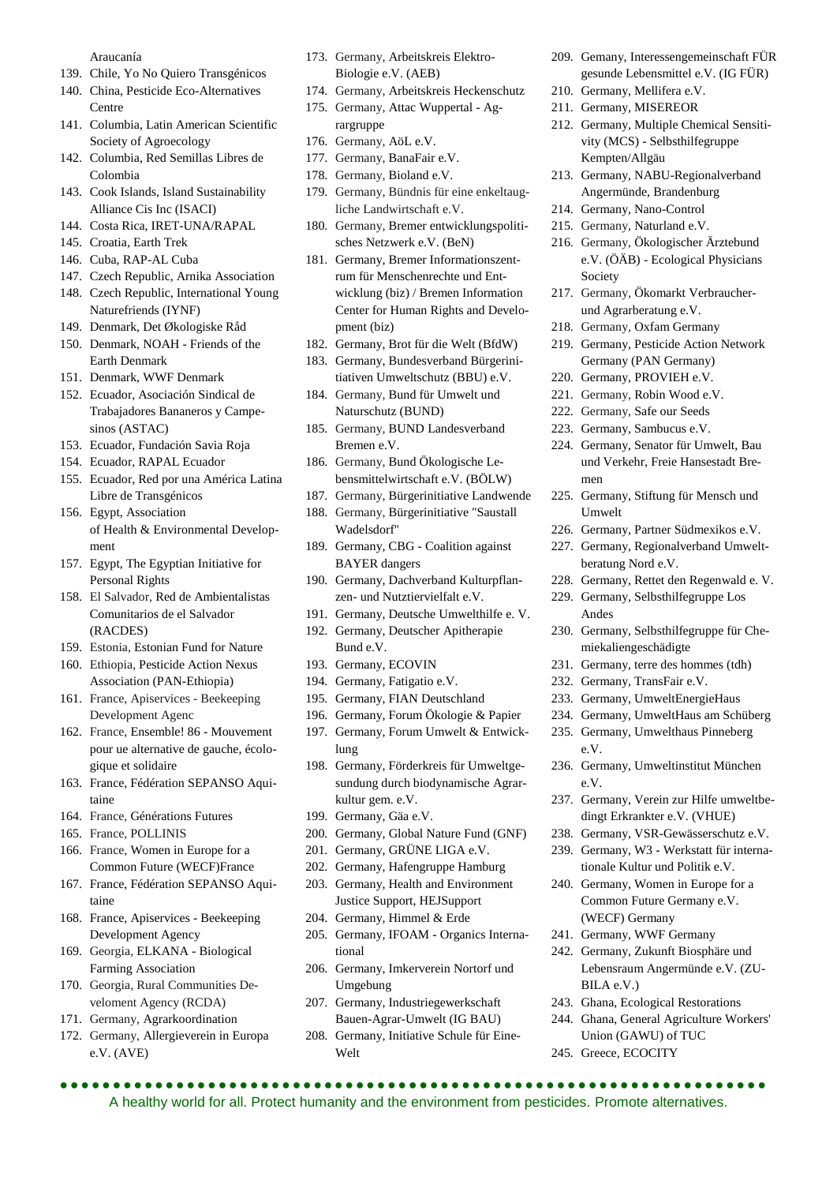Araucanía

139. Chile, Yo No Quiero Transgénicos
140. China, Pesticide Eco-Alternatives Centre
141. Columbia, Latin American Scientific Society of Agroecology
142. Columbia, Red Semillas Libres de Colombia
143. Cook Islands, Island Sustainability Alliance Cis Inc (ISACI)
144. Costa Rica, IRET-UNA/RAPAL
145. Croatia, Earth Trek
146. Cuba, RAP-AL Cuba
147. Czech Republic, Arnika Association
148. Czech Republic, International Young Naturefriends (IYNF)
149. Denmark, Det Økologiske Råd
150. Denmark, NOAH - Friends of the Earth Denmark
151. Denmark, WWF Denmark
152. Ecuador, Asociación Sindical de Trabajadores Bananeros y Campesinos (ASTAC)
153. Ecuador, Fundación Savia Roja
154. Ecuador, RAPAL Ecuador
155. Ecuador, Red por una América Latina Libre de Transgénicos
156. Egypt, Association of Health & Environmental Development
157. Egypt, The Egyptian Initiative for Personal Rights
158. El Salvador, Red de Ambientalistas Comunitarios de el Salvador (RACDES)
159. Estonia, Estonian Fund for Nature
160. Ethiopia, Pesticide Action Nexus Association (PAN-Ethiopia)
161. France, Apiservices - Beekeeping Development Agenc
162. France, Ensemble! 86 - Mouvement pour ue alternative de gauche, écologique et solidaire
163. France, Fédération SEPANSO Aquitaine
164. France, Générations Futures
165. France, POLLINIS
166. France, Women in Europe for a Common Future (WECF)France
167. France, Fédération SEPANSO Aquitaine
168. France, Apiservices - Beekeeping Development Agency
169. Georgia, ELKANA - Biological Farming Association
170. Georgia, Rural Communities Develoment Agency (RCDA)
171. Germany, Agrarkoordination
172. Germany, Allergieverein in Europa e.V. (AVE)
173. Germany, Arbeitskreis Elektro-Biologie e.V. (AEB)
174. Germany, Arbeitskreis Heckenschutz
175. Germany, Attac Wuppertal - Agrargruppe
176. Germany, AöL e.V.
177. Germany, BanaFair e.V.
178. Germany, Bioland e.V.
179. Germany, Bündnis für eine enkeltaugliche Landwirtschaft e.V.
180. Germany, Bremer entwicklungspolitisches Netzwerk e.V. (BeN)
181. Germany, Bremer Informationszentrum für Menschenrechte und Entwicklung (biz) / Bremen Information Center for Human Rights and Development (biz)
182. Germany, Brot für die Welt (BfdW)
183. Germany, Bundesverband Bürgerinitiativen Umweltschutz (BBU) e.V.
184. Germany, Bund für Umwelt und Naturschutz (BUND)
185. Germany, BUND Landesverband Bremen e.V.
186. Germany, Bund Ökologische Lebensmittelwirtschaft e.V. (BÖLW)
187. Germany, Bürgerinitiative Landwende
188. Germany, Bürgerinitiative "Saustall Wadelsdorf"
189. Germany, CBG - Coalition against BAYER dangers
190. Germany, Dachverband Kulturpflanzen- und Nutztiervielfalt e.V.
191. Germany, Deutsche Umwelthilfe e. V.
192. Germany, Deutscher Apitherapie Bund e.V.
193. Germany, ECOVIN
194. Germany, Fatigatio e.V.
195. Germany, FIAN Deutschland
196. Germany, Forum Ökologie & Papier
197. Germany, Forum Umwelt & Entwicklung
198. Germany, Förderkreis für Umweltgesundung durch biodynamische Agrarkultur gem. e.V.
199. Germany, Gäa e.V.
200. Germany, Global Nature Fund (GNF)
201. Germany, GRÜNE LIGA e.V.
202. Germany, Hafengruppe Hamburg
203. Germany, Health and Environment Justice Support, HEJSupport
204. Germany, Himmel & Erde
205. Germany, IFOAM - Organics International
206. Germany, Imkerverein Nortorf und Umgebung
207. Germany, Industriegewerkschaft Bauen-Agrar-Umwelt (IG BAU)
208. Germany, Initiative Schule für Eine-Welt
209. Gemany, Interessengemeinschaft FÜR gesunde Lebensmittel e.V. (IG FÜR)
210. Germany, Mellifera e.V.
211. Germany, MISEREOR
212. Germany, Multiple Chemical Sensitivity (MCS) - Selbsthilfegruppe Kempten/Allgäu
213. Germany, NABU-Regionalverband Angermünde, Brandenburg
214. Germany, Nano-Control
215. Germany, Naturland e.V.
216. Germany, Ökologischer Ärztebund e.V. (ÖÄB) - Ecological Physicians Society
217. Germany, Ökomarkt Verbraucher- und Agrarberatung e.V.
218. Germany, Oxfam Germany
219. Germany, Pesticide Action Network Germany (PAN Germany)
220. Germany, PROVIEH e.V.
221. Germany, Robin Wood e.V.
222. Germany, Safe our Seeds
223. Germany, Sambucus e.V.
224. Germany, Senator für Umwelt, Bau und Verkehr, Freie Hansestadt Bremen
225. Germany, Stiftung für Mensch und Umwelt
226. Germany, Partner Südmexikos e.V.
227. Germany, Regionalverband Umweltberatung Nord e.V.
228. Germany, Rettet den Regenwald e. V.
229. Germany, Selbsthilfegruppe Los Andes
230. Germany, Selbsthilfegruppe für Chemiekaliengeschädigte
231. Germany, terre des hommes (tdh)
232. Germany, TransFair e.V.
233. Germany, UmweltEnergieHaus
234. Germany, UmweltHaus am Schüberg
235. Germany, Umwelthaus Pinneberg e.V.
236. Germany, Umweltinstitut München e.V.
237. Germany, Verein zur Hilfe umweltbedingt Erkrankter e.V. (VHUE)
238. Germany, VSR-Gewässerschutz e.V.
239. Germany, W3 - Werkstatt für internationale Kultur und Politik e.V.
240. Germany, Women in Europe for a Common Future Germany e.V. (WECF) Germany
241. Germany, WWF Germany
242. Germany, Zukunft Biosphäre und Lebensraum Angermünde e.V. (ZUBILA e.V.)
243. Ghana, Ecological Restorations
244. Ghana, General Agriculture Workers' Union (GAWU) of TUC
245. Greece, ECOCITY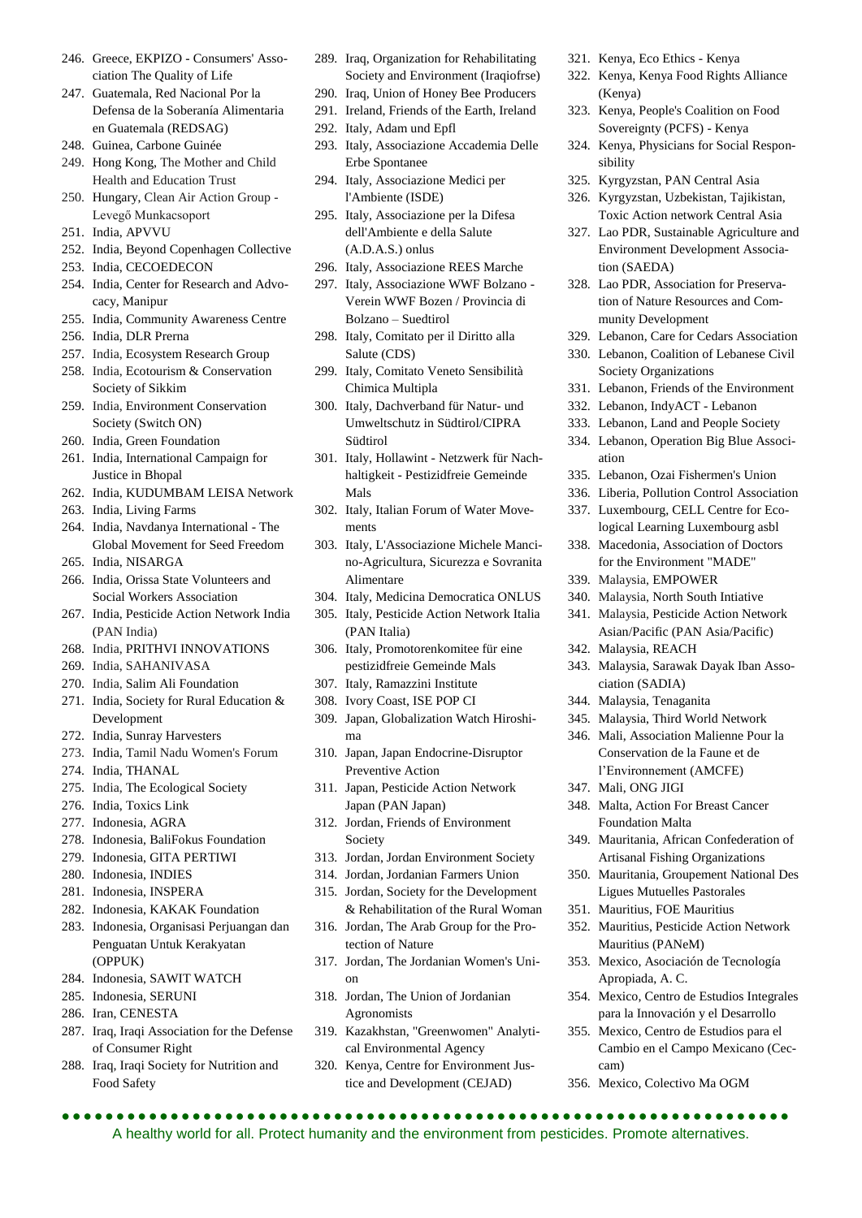246. Greece, EKPIZO - Consumers' Association The Quality of Life
247. Guatemala, Red Nacional Por la Defensa de la Soberanía Alimentaria en Guatemala (REDSAG)
248. Guinea, Carbone Guinée
249. Hong Kong, The Mother and Child Health and Education Trust
250. Hungary, Clean Air Action Group - Levegő Munkacsoport
251. India, APVVU
252. India, Beyond Copenhagen Collective
253. India, CECOEDECON
254. India, Center for Research and Advocacy, Manipur
255. India, Community Awareness Centre
256. India, DLR Prerna
257. India, Ecosystem Research Group
258. India, Ecotourism & Conservation Society of Sikkim
259. India, Environment Conservation Society (Switch ON)
260. India, Green Foundation
261. India, International Campaign for Justice in Bhopal
262. India, KUDUMBAM LEISA Network
263. India, Living Farms
264. India, Navdanya International - The Global Movement for Seed Freedom
265. India, NISARGA
266. India, Orissa State Volunteers and Social Workers Association
267. India, Pesticide Action Network India (PAN India)
268. India, PRITHVI INNOVATIONS
269. India, SAHANIVASA
270. India, Salim Ali Foundation
271. India, Society for Rural Education & Development
272. India, Sunray Harvesters
273. India, Tamil Nadu Women's Forum
274. India, THANAL
275. India, The Ecological Society
276. India, Toxics Link
277. Indonesia, AGRA
278. Indonesia, BaliFokus Foundation
279. Indonesia, GITA PERTIWI
280. Indonesia, INDIES
281. Indonesia, INSPERA
282. Indonesia, KAKAK Foundation
283. Indonesia, Organisasi Perjuangan dan Penguatan Untuk Kerakyatan (OPPUK)
284. Indonesia, SAWIT WATCH
285. Indonesia, SERUNI
286. Iran, CENESTA
287. Iraq, Iraqi Association for the Defense of Consumer Right
288. Iraq, Iraqi Society for Nutrition and Food Safety
289. Iraq, Organization for Rehabilitating Society and Environment (Iraqiofrse)
290. Iraq, Union of Honey Bee Producers
291. Ireland, Friends of the Earth, Ireland
292. Italy, Adam und Epfl
293. Italy, Associazione Accademia Delle Erbe Spontanee
294. Italy, Associazione Medici per l'Ambiente (ISDE)
295. Italy, Associazione per la Difesa dell'Ambiente e della Salute (A.D.A.S.) onlus
296. Italy, Associazione REES Marche
297. Italy, Associazione WWF Bolzano - Verein WWF Bozen / Provincia di Bolzano – Suedtirol
298. Italy, Comitato per il Diritto alla Salute (CDS)
299. Italy, Comitato Veneto Sensibilità Chimica Multipla
300. Italy, Dachverband für Natur- und Umweltschutz in Südtirol/CIPRA Südtirol
301. Italy, Hollawint - Netzwerk für Nachhaltigkeit - Pestizidfreie Gemeinde Mals
302. Italy, Italian Forum of Water Movements
303. Italy, L'Associazione Michele Mancino-Agricultura, Sicurezza e Sovranita Alimentare
304. Italy, Medicina Democratica ONLUS
305. Italy, Pesticide Action Network Italia (PAN Italia)
306. Italy, Promotorenkomitee für eine pestizidfreie Gemeinde Mals
307. Italy, Ramazzini Institute
308. Ivory Coast, ISE POP CI
309. Japan, Globalization Watch Hiroshima
310. Japan, Japan Endocrine-Disruptor Preventive Action
311. Japan, Pesticide Action Network Japan (PAN Japan)
312. Jordan, Friends of Environment Society
313. Jordan, Jordan Environment Society
314. Jordan, Jordanian Farmers Union
315. Jordan, Society for the Development & Rehabilitation of the Rural Woman
316. Jordan, The Arab Group for the Protection of Nature
317. Jordan, The Jordanian Women's Union
318. Jordan, The Union of Jordanian Agronomists
319. Kazakhstan, "Greenwomen" Analytical Environmental Agency
320. Kenya, Centre for Environment Justice and Development (CEJAD)
321. Kenya, Eco Ethics - Kenya
322. Kenya, Kenya Food Rights Alliance (Kenya)
323. Kenya, People's Coalition on Food Sovereignty (PCFS) - Kenya
324. Kenya, Physicians for Social Responsibility
325. Kyrgyzstan, PAN Central Asia
326. Kyrgyzstan, Uzbekistan, Tajikistan, Toxic Action network Central Asia
327. Lao PDR, Sustainable Agriculture and Environment Development Association (SAEDA)
328. Lao PDR, Association for Preservation of Nature Resources and Community Development
329. Lebanon, Care for Cedars Association
330. Lebanon, Coalition of Lebanese Civil Society Organizations
331. Lebanon, Friends of the Environment
332. Lebanon, IndyACT - Lebanon
333. Lebanon, Land and People Society
334. Lebanon, Operation Big Blue Association
335. Lebanon, Ozai Fishermen's Union
336. Liberia, Pollution Control Association
337. Luxembourg, CELL Centre for Ecological Learning Luxembourg asbl
338. Macedonia, Association of Doctors for the Environment "MADE"
339. Malaysia, EMPOWER
340. Malaysia, North South Intiative
341. Malaysia, Pesticide Action Network Asian/Pacific (PAN Asia/Pacific)
342. Malaysia, REACH
343. Malaysia, Sarawak Dayak Iban Association (SADIA)
344. Malaysia, Tenaganita
345. Malaysia, Third World Network
346. Mali, Association Malienne Pour la Conservation de la Faune et de l'Environnement (AMCFE)
347. Mali, ONG JIGI
348. Malta, Action For Breast Cancer Foundation Malta
349. Mauritania, African Confederation of Artisanal Fishing Organizations
350. Mauritania, Groupement National Des Ligues Mutuelles Pastorales
351. Mauritius, FOE Mauritius
352. Mauritius, Pesticide Action Network Mauritius (PANeM)
353. Mexico, Asociación de Tecnología Apropiada, A. C.
354. Mexico, Centro de Estudios Integrales para la Innovación y el Desarrollo
355. Mexico, Centro de Estudios para el Cambio en el Campo Mexicano (Ceccam)
356. Mexico, Colectivo Ma OGM

A healthy world for all. Protect humanity and the environment from pesticides. Promote alternatives.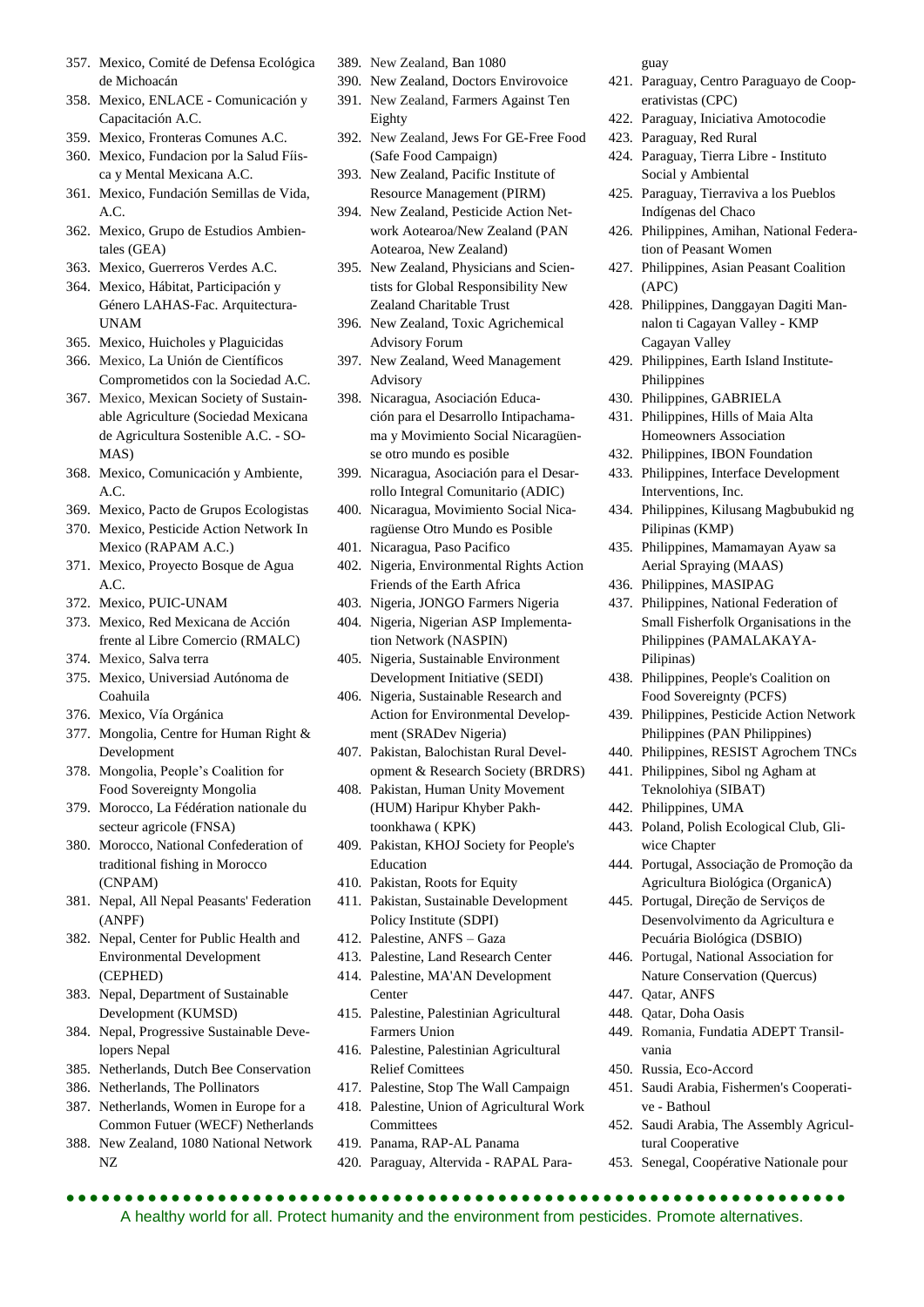357. Mexico, Comité de Defensa Ecológica de Michoacán
358. Mexico, ENLACE - Comunicación y Capacitación A.C.
359. Mexico, Fronteras Comunes A.C.
360. Mexico, Fundacion por la Salud Fíisca y Mental Mexicana A.C.
361. Mexico, Fundación Semillas de Vida, A.C.
362. Mexico, Grupo de Estudios Ambientales (GEA)
363. Mexico, Guerreros Verdes A.C.
364. Mexico, Hábitat, Participación y Género LAHAS-Fac. Arquitectura-UNAM
365. Mexico, Huicholes y Plaguicidas
366. Mexico, La Unión de Científicos Comprometidos con la Sociedad A.C.
367. Mexico, Mexican Society of Sustainable Agriculture (Sociedad Mexicana de Agricultura Sostenible A.C. - SOMAS)
368. Mexico, Comunicación y Ambiente, A.C.
369. Mexico, Pacto de Grupos Ecologistas
370. Mexico, Pesticide Action Network In Mexico (RAPAM A.C.)
371. Mexico, Proyecto Bosque de Agua A.C.
372. Mexico, PUIC-UNAM
373. Mexico, Red Mexicana de Acción frente al Libre Comercio (RMALC)
374. Mexico, Salva terra
375. Mexico, Universiad Autónoma de Coahuila
376. Mexico, Vía Orgánica
377. Mongolia, Centre for Human Right & Development
378. Mongolia, People's Coalition for Food Sovereignty Mongolia
379. Morocco, La Fédération nationale du secteur agricole (FNSA)
380. Morocco, National Confederation of traditional fishing in Morocco (CNPAM)
381. Nepal, All Nepal Peasants' Federation (ANPF)
382. Nepal, Center for Public Health and Environmental Development (CEPHED)
383. Nepal, Department of Sustainable Development (KUMSD)
384. Nepal, Progressive Sustainable Developers Nepal
385. Netherlands, Dutch Bee Conservation
386. Netherlands, The Pollinators
387. Netherlands, Women in Europe for a Common Futuer (WECF) Netherlands
388. New Zealand, 1080 National Network NZ
389. New Zealand, Ban 1080
390. New Zealand, Doctors Envirovoice
391. New Zealand, Farmers Against Ten Eighty
392. New Zealand, Jews For GE-Free Food (Safe Food Campaign)
393. New Zealand, Pacific Institute of Resource Management (PIRM)
394. New Zealand, Pesticide Action Network Aotearoa/New Zealand (PAN Aotearoa, New Zealand)
395. New Zealand, Physicians and Scientists for Global Responsibility New Zealand Charitable Trust
396. New Zealand, Toxic Agrichemical Advisory Forum
397. New Zealand, Weed Management Advisory
398. Nicaragua, Asociación Educación para el Desarrollo Intipachamama y Movimiento Social Nicaragüense otro mundo es posible
399. Nicaragua, Asociación para el Desarrollo Integral Comunitario (ADIC)
400. Nicaragua, Movimiento Social Nicaragüense Otro Mundo es Posible
401. Nicaragua, Paso Pacifico
402. Nigeria, Environmental Rights Action Friends of the Earth Africa
403. Nigeria, JONGO Farmers Nigeria
404. Nigeria, Nigerian ASP Implementation Network (NASPIN)
405. Nigeria, Sustainable Environment Development Initiative (SEDI)
406. Nigeria, Sustainable Research and Action for Environmental Development (SRADev Nigeria)
407. Pakistan, Balochistan Rural Development & Research Society (BRDRS)
408. Pakistan, Human Unity Movement (HUM) Haripur Khyber Pakhtoonkhawa ( KPK)
409. Pakistan, KHOJ Society for People's Education
410. Pakistan, Roots for Equity
411. Pakistan, Sustainable Development Policy Institute (SDPI)
412. Palestine, ANFS – Gaza
413. Palestine, Land Research Center
414. Palestine, MA'AN Development Center
415. Palestine, Palestinian Agricultural Farmers Union
416. Palestine, Palestinian Agricultural Relief Comittees
417. Palestine, Stop The Wall Campaign
418. Palestine, Union of Agricultural Work Committees
419. Panama, RAP-AL Panama
420. Paraguay, Altervida - RAPAL Paraguay
421. Paraguay, Centro Paraguayo de Cooperativistas (CPC)
422. Paraguay, Iniciativa Amotocodie
423. Paraguay, Red Rural
424. Paraguay, Tierra Libre - Instituto Social y Ambiental
425. Paraguay, Tierraviva a los Pueblos Indígenas del Chaco
426. Philippines, Amihan, National Federation of Peasant Women
427. Philippines, Asian Peasant Coalition (APC)
428. Philippines, Danggayan Dagiti Mannalon ti Cagayan Valley - KMP Cagayan Valley
429. Philippines, Earth Island Institute-Philippines
430. Philippines, GABRIELA
431. Philippines, Hills of Maia Alta Homeowners Association
432. Philippines, IBON Foundation
433. Philippines, Interface Development Interventions, Inc.
434. Philippines, Kilusang Magbubukid ng Pilipinas (KMP)
435. Philippines, Mamamayan Ayaw sa Aerial Spraying (MAAS)
436. Philippines, MASIPAG
437. Philippines, National Federation of Small Fisherfolk Organisations in the Philippines (PAMALAKAYA-Pilipinas)
438. Philippines, People's Coalition on Food Sovereignty (PCFS)
439. Philippines, Pesticide Action Network Philippines (PAN Philippines)
440. Philippines, RESIST Agrochem TNCs
441. Philippines, Sibol ng Agham at Teknolohiya (SIBAT)
442. Philippines, UMA
443. Poland, Polish Ecological Club, Gliwice Chapter
444. Portugal, Associação de Promoção da Agricultura Biológica (OrganicA)
445. Portugal, Direção de Serviços de Desenvolvimento da Agricultura e Pecuária Biológica (DSBIO)
446. Portugal, National Association for Nature Conservation (Quercus)
447. Qatar, ANFS
448. Qatar, Doha Oasis
449. Romania, Fundatia ADEPT Transilvania
450. Russia, Eco-Accord
451. Saudi Arabia, Fishermen's Cooperative - Bathoul
452. Saudi Arabia, The Assembly Agricultural Cooperative
453. Senegal, Coopérative Nationale pour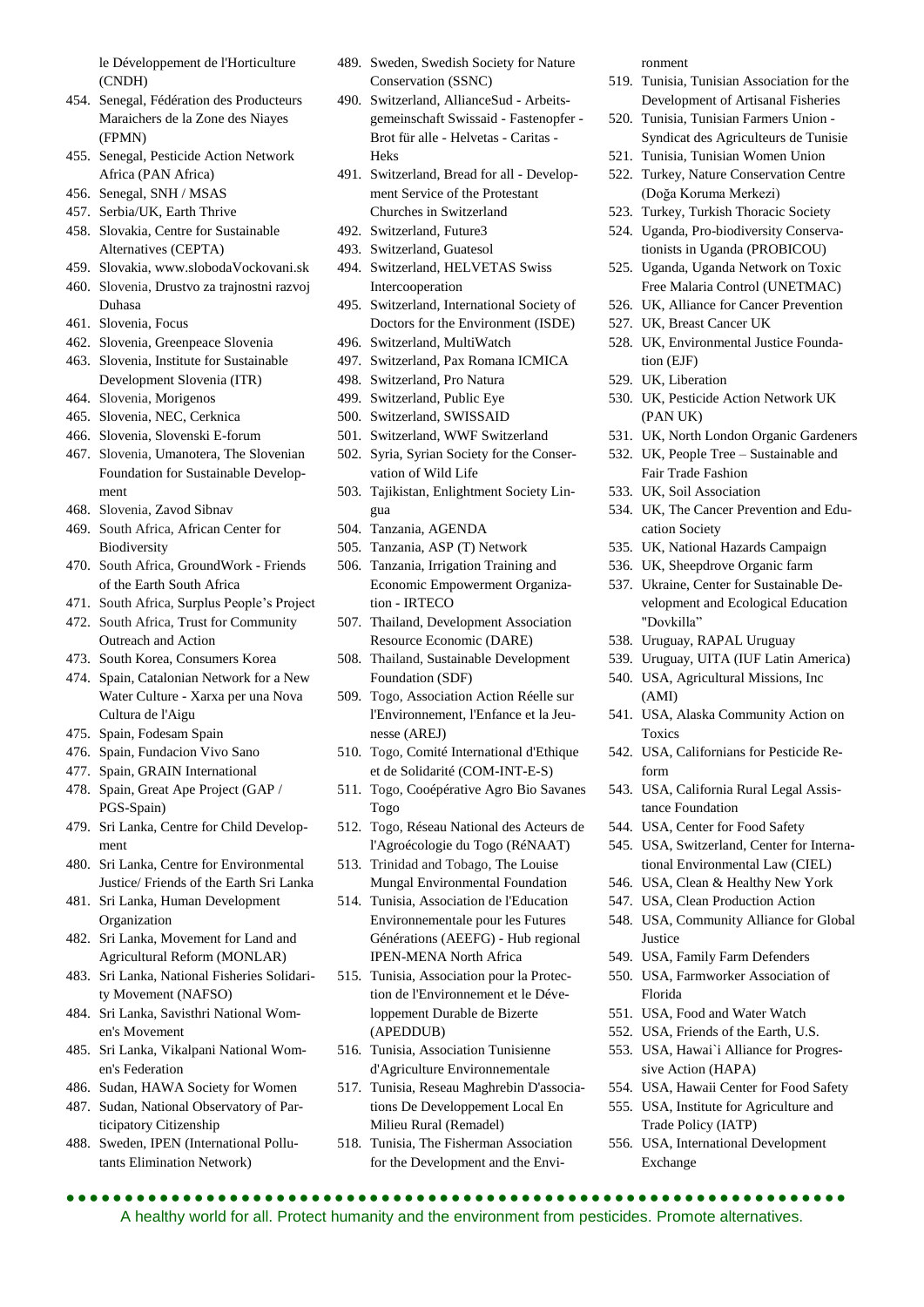le Développement de l'Horticulture (CNDH)

454. Senegal, Fédération des Producteurs Maraichers de la Zone des Niayes (FPMN)
455. Senegal, Pesticide Action Network Africa (PAN Africa)
456. Senegal, SNH / MSAS
457. Serbia/UK, Earth Thrive
458. Slovakia, Centre for Sustainable Alternatives (CEPTA)
459. Slovakia, www.slobodaVockovani.sk
460. Slovenia, Drustvo za trajnostni razvoj Duhasa
461. Slovenia, Focus
462. Slovenia, Greenpeace Slovenia
463. Slovenia, Institute for Sustainable Development Slovenia (ITR)
464. Slovenia, Morigenos
465. Slovenia, NEC, Cerknica
466. Slovenia, Slovenski E-forum
467. Slovenia, Umanotera, The Slovenian Foundation for Sustainable Development
468. Slovenia, Zavod Sibnav
469. South Africa, African Center for Biodiversity
470. South Africa, GroundWork - Friends of the Earth South Africa
471. South Africa, Surplus People's Project
472. South Africa, Trust for Community Outreach and Action
473. South Korea, Consumers Korea
474. Spain, Catalonian Network for a New Water Culture - Xarxa per una Nova Cultura de l'Aigu
475. Spain, Fodesam Spain
476. Spain, Fundacion Vivo Sano
477. Spain, GRAIN International
478. Spain, Great Ape Project (GAP / PGS-Spain)
479. Sri Lanka, Centre for Child Development
480. Sri Lanka, Centre for Environmental Justice/ Friends of the Earth Sri Lanka
481. Sri Lanka, Human Development Organization
482. Sri Lanka, Movement for Land and Agricultural Reform (MONLAR)
483. Sri Lanka, National Fisheries Solidarity Movement (NAFSO)
484. Sri Lanka, Savisthri National Women's Movement
485. Sri Lanka, Vikalpani National Women's Federation
486. Sudan, HAWA Society for Women
487. Sudan, National Observatory of Participatory Citizenship
488. Sweden, IPEN (International Pollutants Elimination Network)
489. Sweden, Swedish Society for Nature Conservation (SSNC)
490. Switzerland, AllianceSud - Arbeitsgemeinschaft Swissaid - Fastenopfer - Brot für alle - Helvetas - Caritas - Heks
491. Switzerland, Bread for all - Development Service of the Protestant Churches in Switzerland
492. Switzerland, Future3
493. Switzerland, Guatesol
494. Switzerland, HELVETAS Swiss Intercooperation
495. Switzerland, International Society of Doctors for the Environment (ISDE)
496. Switzerland, MultiWatch
497. Switzerland, Pax Romana ICMICA
498. Switzerland, Pro Natura
499. Switzerland, Public Eye
500. Switzerland, SWISSAID
501. Switzerland, WWF Switzerland
502. Syria, Syrian Society for the Conservation of Wild Life
503. Tajikistan, Enlightment Society Lingua
504. Tanzania, AGENDA
505. Tanzania, ASP (T) Network
506. Tanzania, Irrigation Training and Economic Empowerment Organization - IRTECO
507. Thailand, Development Association Resource Economic (DARE)
508. Thailand, Sustainable Development Foundation (SDF)
509. Togo, Association Action Réelle sur l'Environnement, l'Enfance et la Jeunesse (AREJ)
510. Togo, Comité International d'Ethique et de Solidarité (COM-INT-E-S)
511. Togo, Cooépérative Agro Bio Savanes Togo
512. Togo, Réseau National des Acteurs de l'Agroécologie du Togo (RéNAAT)
513. Trinidad and Tobago, The Louise Mungal Environmental Foundation
514. Tunisia, Association de l'Education Environnementale pour les Futures Générations (AEEFG) - Hub regional IPEN-MENA North Africa
515. Tunisia, Association pour la Protection de l'Environnement et le Développement Durable de Bizerte (APEDDUB)
516. Tunisia, Association Tunisienne d'Agriculture Environnementale
517. Tunisia, Reseau Maghrebin D'associations De Developpement Local En Milieu Rural (Remadel)
518. Tunisia, The Fisherman Association for the Development and the Environment
519. Tunisia, Tunisian Association for the Development of Artisanal Fisheries
520. Tunisia, Tunisian Farmers Union - Syndicat des Agriculteurs de Tunisie
521. Tunisia, Tunisian Women Union
522. Turkey, Nature Conservation Centre (Doğa Koruma Merkezi)
523. Turkey, Turkish Thoracic Society
524. Uganda, Pro-biodiversity Conservationists in Uganda (PROBICOU)
525. Uganda, Uganda Network on Toxic Free Malaria Control (UNETMAC)
526. UK, Alliance for Cancer Prevention
527. UK, Breast Cancer UK
528. UK, Environmental Justice Foundation (EJF)
529. UK, Liberation
530. UK, Pesticide Action Network UK (PAN UK)
531. UK, North London Organic Gardeners
532. UK, People Tree – Sustainable and Fair Trade Fashion
533. UK, Soil Association
534. UK, The Cancer Prevention and Education Society
535. UK, National Hazards Campaign
536. UK, Sheepdrove Organic farm
537. Ukraine, Center for Sustainable Development and Ecological Education "Dovkilla"
538. Uruguay, RAPAL Uruguay
539. Uruguay, UITA (IUF Latin America)
540. USA, Agricultural Missions, Inc (AMI)
541. USA, Alaska Community Action on Toxics
542. USA, Californians for Pesticide Reform
543. USA, California Rural Legal Assistance Foundation
544. USA, Center for Food Safety
545. USA, Switzerland, Center for International Environmental Law (CIEL)
546. USA, Clean & Healthy New York
547. USA, Clean Production Action
548. USA, Community Alliance for Global Justice
549. USA, Family Farm Defenders
550. USA, Farmworker Association of Florida
551. USA, Food and Water Watch
552. USA, Friends of the Earth, U.S.
553. USA, Hawai`i Alliance for Progressive Action (HAPA)
554. USA, Hawaii Center for Food Safety
555. USA, Institute for Agriculture and Trade Policy (IATP)
556. USA, International Development Exchange

A healthy world for all. Protect humanity and the environment from pesticides. Promote alternatives.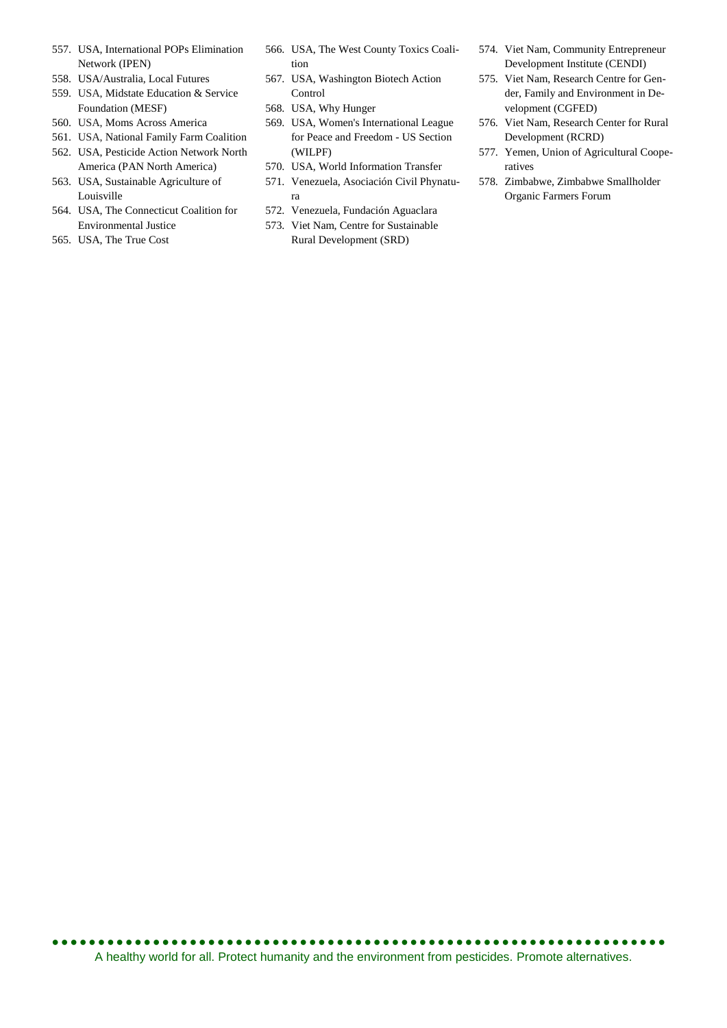557. USA, International POPs Elimination Network (IPEN)
558. USA/Australia, Local Futures
559. USA, Midstate Education & Service Foundation (MESF)
560. USA, Moms Across America
561. USA, National Family Farm Coalition
562. USA, Pesticide Action Network North America (PAN North America)
563. USA, Sustainable Agriculture of Louisville
564. USA, The Connecticut Coalition for Environmental Justice
565. USA, The True Cost
566. USA, The West County Toxics Coalition
567. USA, Washington Biotech Action Control
568. USA, Why Hunger
569. USA, Women's International League for Peace and Freedom - US Section (WILPF)
570. USA, World Information Transfer
571. Venezuela, Asociación Civil Phynatura
572. Venezuela, Fundación Aguaclara
573. Viet Nam, Centre for Sustainable Rural Development (SRD)
574. Viet Nam, Community Entrepreneur Development Institute (CENDI)
575. Viet Nam, Research Centre for Gender, Family and Environment in Development (CGFED)
576. Viet Nam, Research Center for Rural Development (RCRD)
577. Yemen, Union of Agricultural Cooperatives
578. Zimbabwe, Zimbabwe Smallholder Organic Farmers Forum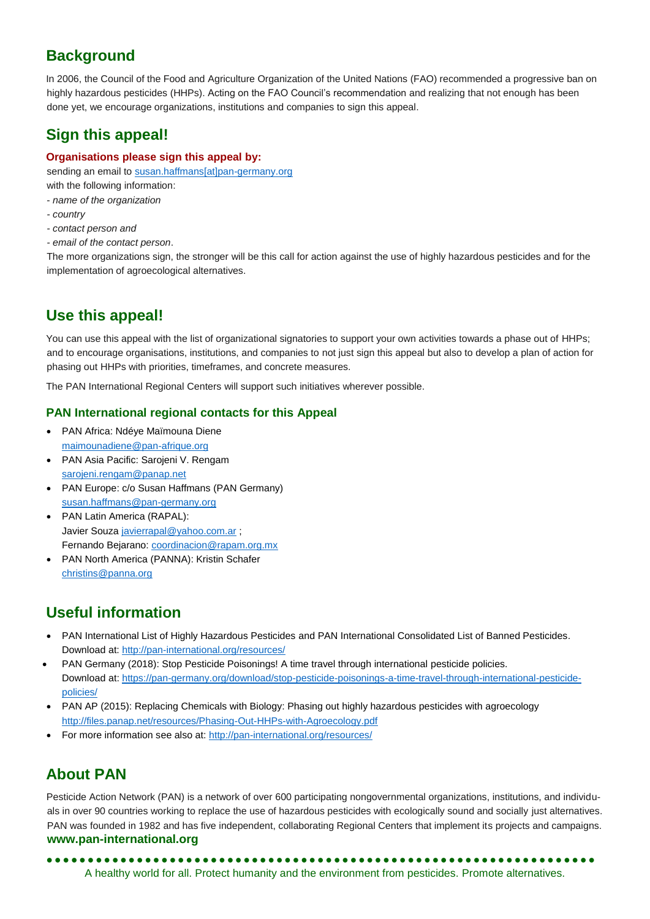## Background

In 2006, the Council of the Food and Agriculture Organization of the United Nations (FAO) recommended a progressive ban on highly hazardous pesticides (HHPs). Acting on the FAO Council's recommendation and realizing that not enough has been done yet, we encourage organizations, institutions and companies to sign this appeal.

## Sign this appeal!

**Organisations please sign this appeal by:**

sending an email to susan.haffmans[at]pan-germany.org
with the following information:
- *name of the organization*
- *country*
- *contact person and*
- *email of the contact person*.

The more organizations sign, the stronger will be this call for action against the use of highly hazardous pesticides and for the implementation of agroecological alternatives.

## Use this appeal!

You can use this appeal with the list of organizational signatories to support your own activities towards a phase out of HHPs; and to encourage organisations, institutions, and companies to not just sign this appeal but also to develop a plan of action for phasing out HHPs with priorities, timeframes, and concrete measures.

The PAN International Regional Centers will support such initiatives wherever possible.

### PAN International regional contacts for this Appeal

- PAN Africa: Ndéye Maïmouna Diene
  maimounadiene@pan-afrique.org
- PAN Asia Pacific: Sarojeni V. Rengam
  sarojeni.rengam@panap.net
- PAN Europe: c/o Susan Haffmans (PAN Germany)
  susan.haffmans@pan-germany.org
- PAN Latin America (RAPAL):
  Javier Souza javierrapal@yahoo.com.ar ;
  Fernando Bejarano: coordinacion@rapam.org.mx
- PAN North America (PANNA): Kristin Schafer
  christins@panna.org

## Useful information

- PAN International List of Highly Hazardous Pesticides and PAN International Consolidated List of Banned Pesticides. Download at: http://pan-international.org/resources/
- PAN Germany (2018): Stop Pesticide Poisonings! A time travel through international pesticide policies. Download at: https://pan-germany.org/download/stop-pesticide-poisonings-a-time-travel-through-international-pesticide-policies/
- PAN AP (2015): Replacing Chemicals with Biology: Phasing out highly hazardous pesticides with agroecology http://files.panap.net/resources/Phasing-Out-HHPs-with-Agroecology.pdf
- For more information see also at: http://pan-international.org/resources/

## About PAN

Pesticide Action Network (PAN) is a network of over 600 participating nongovernmental organizations, institutions, and individuals in over 90 countries working to replace the use of hazardous pesticides with ecologically sound and socially just alternatives. PAN was founded in 1982 and has five independent, collaborating Regional Centers that implement its projects and campaigns.

**www.pan-international.org**

A healthy world for all. Protect humanity and the environment from pesticides. Promote alternatives.